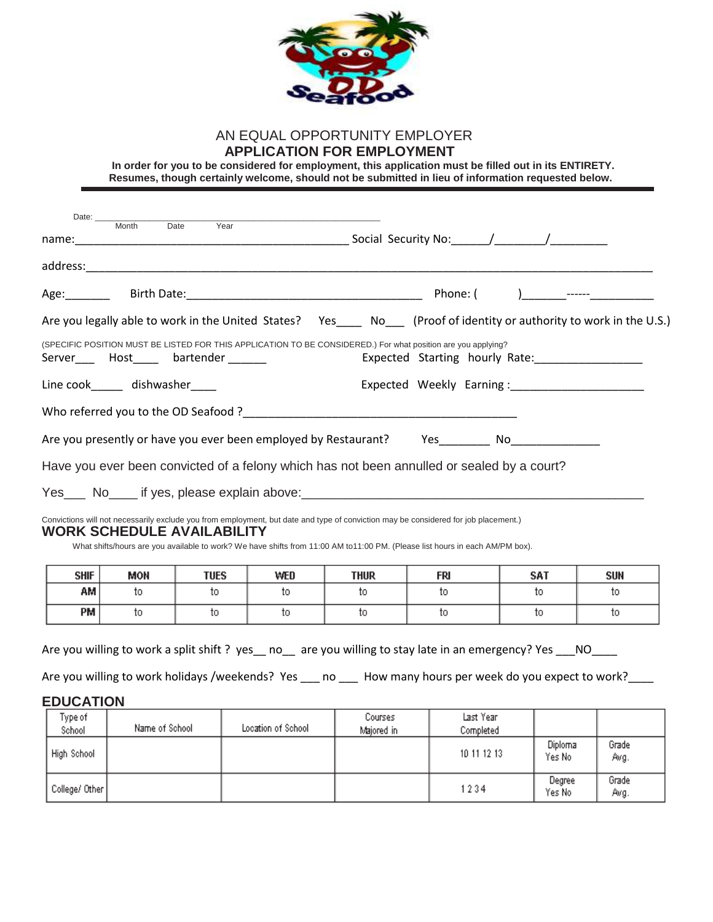AN EQUAL OPPORTUNITY EMPLOYER

# APPLICATION FOR EMPLOYMENT

**In order for you to be considered for employment, this application must be filled out in its ENTIRETY. Resumes, though certainly welcome, should not be submitted in lieu of information requested below.**

Date: ______________________________________________
Month Date Year

name:_____________________________________________ Social Security No:______/________/_________

address:___________________________________________________________________________________

Age:_______ Birth Date:____________________________________ Phone: ( )_______------__________

Are you legally able to work in the United States? Yes____ No___ (Proof of identity or authority to work in the U.S.)

(SPECIFIC POSITION MUST BE LISTED FOR THIS APPLICATION TO BE CONSIDERED.) For what position are you applying?

Server___ Host____ bartender ______ Expected Starting hourly Rate:________________

Line cook_____ dishwasher____ Expected Weekly Earning :____________________

Who referred you to the OD Seafood ?__________________________________________

Are you presently or have you ever been employed by Restaurant? Yes________ No______________

Have you ever been convicted of a felony which has not been annulled or sealed by a court?

Yes___ No____ if yes, please explain above:_________________________________________________

Convictions will not necessarily exclude you from employment, but date and type of conviction may be considered for job placement.)

## WORK SCHEDULE AVAILABILITY

What shifts/hours are you available to work? We have shifts from 11:00 AM to11:00 PM. (Please list hours in each AM/PM box).

| SHIF | MON | TUES | WED | THUR | FRI | SAT | SUN |
|---|---|---|---|---|---|---|---|
| AM | to | to | to | to | to | to | to |
| PM | to | to | to | to | to | to | to |

Are you willing to work a split shift ? yes__ no__ are you willing to stay late in an emergency? Yes ___NO____

Are you willing to work holidays /weekends? Yes ___ no ___ How many hours per week do you expect to work?____

## EDUCATION

| Type of School | Name of School | Location of School | Courses Majored in | Last Year Completed | | |
|---|---|---|---|---|---|---|
| High School | | | | 10 11 12 13 | Diploma Yes No | Grade Avg. |
| College/ Other | | | | 1 2 3 4 | Degree Yes No | Grade Avg. |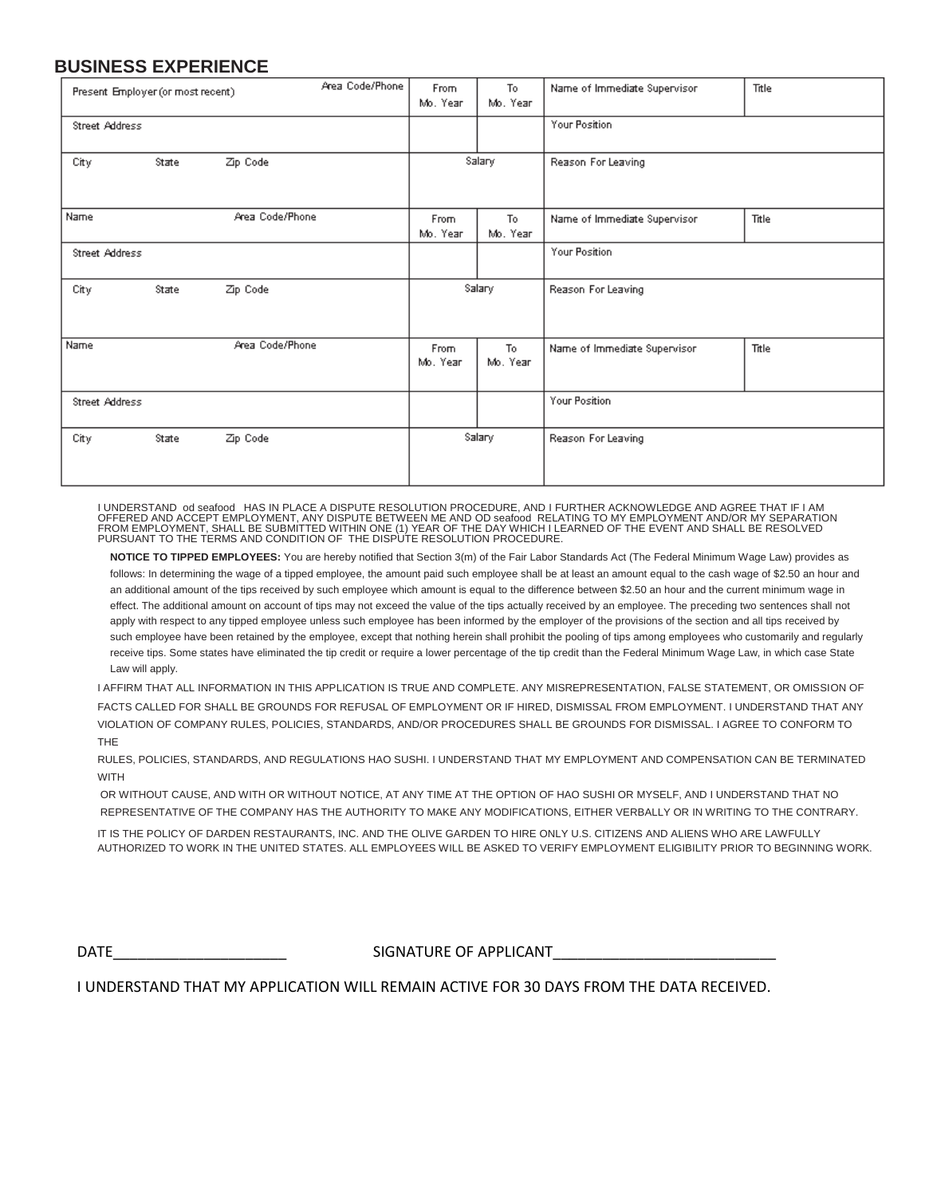## BUSINESS EXPERIENCE

| | | | | | |
|---|---|---|---|---|---|
| Present Employer (or most recent) Area Code/Phone | From Mo. Year | To Mo. Year | Name of Immediate Supervisor | Title |
| Street Address | | | Your Position | |
| City State Zip Code | Salary | | Reason For Leaving | |
| Name Area Code/Phone | From Mo. Year | To Mo. Year | Name of Immediate Supervisor | Title |
| Street Address | | | Your Position | |
| City State Zip Code | Salary | | Reason For Leaving | |
| Name Area Code/Phone | From Mo. Year | To Mo. Year | Name of Immediate Supervisor | Title |
| Street Address | | | Your Position | |
| City State Zip Code | Salary | | Reason For Leaving | |

I UNDERSTAND od seafood HAS IN PLACE A DISPUTE RESOLUTION PROCEDURE, AND I FURTHER ACKNOWLEDGE AND AGREE THAT IF I AM OFFERED AND ACCEPT EMPLOYMENT, ANY DISPUTE BETWEEN ME AND OD seafood RELATING TO MY EMPLOYMENT AND/OR MY SEPARATION FROM EMPLOYMENT, SHALL BE SUBMITTED WITHIN ONE (1) YEAR OF THE DAY WHICH I LEARNED OF THE EVENT AND SHALL BE RESOLVED PURSUANT TO THE TERMS AND CONDITION OF THE DISPUTE RESOLUTION PROCEDURE.

**NOTICE TO TIPPED EMPLOYEES:** You are hereby notified that Section 3(m) of the Fair Labor Standards Act (The Federal Minimum Wage Law) provides as follows: In determining the wage of a tipped employee, the amount paid such employee shall be at least an amount equal to the cash wage of $2.50 an hour and an additional amount of the tips received by such employee which amount is equal to the difference between $2.50 an hour and the current minimum wage in effect. The additional amount on account of tips may not exceed the value of the tips actually received by an employee. The preceding two sentences shall not apply with respect to any tipped employee unless such employee has been informed by the employer of the provisions of the section and all tips received by such employee have been retained by the employee, except that nothing herein shall prohibit the pooling of tips among employees who customarily and regularly receive tips. Some states have eliminated the tip credit or require a lower percentage of the tip credit than the Federal Minimum Wage Law, in which case State Law will apply.

I AFFIRM THAT ALL INFORMATION IN THIS APPLICATION IS TRUE AND COMPLETE. ANY MISREPRESENTATION, FALSE STATEMENT, OR OMISSION OF FACTS CALLED FOR SHALL BE GROUNDS FOR REFUSAL OF EMPLOYMENT OR IF HIRED, DISMISSAL FROM EMPLOYMENT. I UNDERSTAND THAT ANY VIOLATION OF COMPANY RULES, POLICIES, STANDARDS, AND/OR PROCEDURES SHALL BE GROUNDS FOR DISMISSAL. I AGREE TO CONFORM TO THE

RULES, POLICIES, STANDARDS, AND REGULATIONS HAO SUSHI. I UNDERSTAND THAT MY EMPLOYMENT AND COMPENSATION CAN BE TERMINATED WITH

OR WITHOUT CAUSE, AND WITH OR WITHOUT NOTICE, AT ANY TIME AT THE OPTION OF HAO SUSHI OR MYSELF, AND I UNDERSTAND THAT NO REPRESENTATIVE OF THE COMPANY HAS THE AUTHORITY TO MAKE ANY MODIFICATIONS, EITHER VERBALLY OR IN WRITING TO THE CONTRARY.

IT IS THE POLICY OF DARDEN RESTAURANTS, INC. AND THE OLIVE GARDEN TO HIRE ONLY U.S. CITIZENS AND ALIENS WHO ARE LAWFULLY AUTHORIZED TO WORK IN THE UNITED STATES. ALL EMPLOYEES WILL BE ASKED TO VERIFY EMPLOYMENT ELIGIBILITY PRIOR TO BEGINNING WORK.

DATE______________________ SIGNATURE OF APPLICANT____________________________

I UNDERSTAND THAT MY APPLICATION WILL REMAIN ACTIVE FOR 30 DAYS FROM THE DATA RECEIVED.